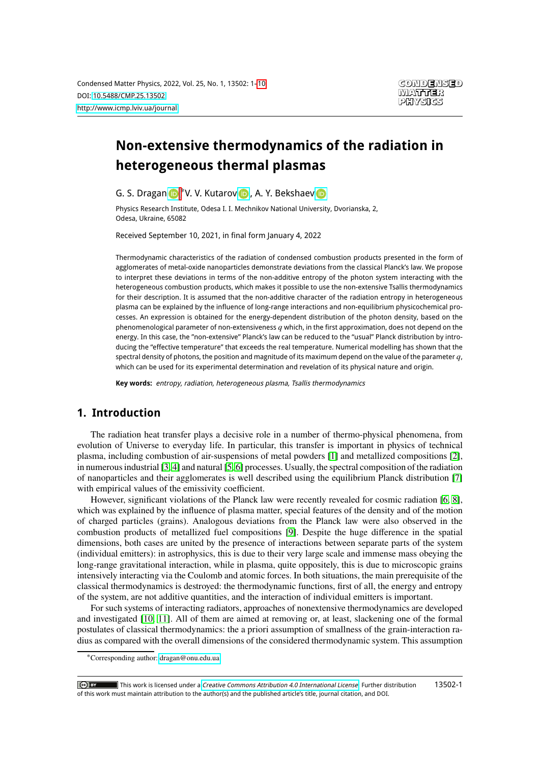# Non-extensive thermodynamics of the radiation in heterogeneous thermal plasmas

G. S. Dragan[*], V. V. Kutarov, A. Y. Bekshaev

Physics Research Institute, Odesa I. I. Mechnikov National University, Dvorianska, 2, Odesa, Ukraine, 65082

Received September 10, 2021, in final form January 4, 2022

Thermodynamic characteristics of the radiation of condensed combustion products presented in the form of agglomerates of metal-oxide nanoparticles demonstrate deviations from the classical Planck's law. We propose to interpret these deviations in terms of the non-additive entropy of the photon system interacting with the heterogeneous combustion products, which makes it possible to use the non-extensive Tsallis thermodynamics for their description. It is assumed that the non-additive character of the radiation entropy in heterogeneous plasma can be explained by the influence of long-range interactions and non-equilibrium physicochemical processes. An expression is obtained for the energy-dependent distribution of the photon density, based on the phenomenological parameter of non-extensiveness $q$ which, in the first approximation, does not depend on the energy. In this case, the "non-extensive" Planck's law can be reduced to the "usual" Planck distribution by introducing the "effective temperature" that exceeds the real temperature. Numerical modelling has shown that the spectral density of photons, the position and magnitude of its maximum depend on the value of the parameter $q$, which can be used for its experimental determination and revelation of its physical nature and origin.

**Key words:** *entropy, radiation, heterogeneous plasma, Tsallis thermodynamics*

## 1. Introduction

The radiation heat transfer plays a decisive role in a number of thermo-physical phenomena, from evolution of Universe to everyday life. In particular, this transfer is important in physics of technical plasma, including combustion of air-suspensions of metal powders [1] and metallized compositions [2], in numerous industrial [3, 4] and natural [5, 6] processes. Usually, the spectral composition of the radiation of nanoparticles and their agglomerates is well described using the equilibrium Planck distribution [7] with empirical values of the emissivity coefficient.

However, significant violations of the Planck law were recently revealed for cosmic radiation [6, 8], which was explained by the influence of plasma matter, special features of the density and of the motion of charged particles (grains). Analogous deviations from the Planck law were also observed in the combustion products of metallized fuel compositions [9]. Despite the huge difference in the spatial dimensions, both cases are united by the presence of interactions between separate parts of the system (individual emitters): in astrophysics, this is due to their very large scale and immense mass obeying the long-range gravitational interaction, while in plasma, quite oppositely, this is due to microscopic grains intensively interacting via the Coulomb and atomic forces. In both situations, the main prerequisite of the classical thermodynamics is destroyed: the thermodynamic functions, first of all, the energy and entropy of the system, are not additive quantities, and the interaction of individual emitters is important.

For such systems of interacting radiators, approaches of nonextensive thermodynamics are developed and investigated [10, 11]. All of them are aimed at removing or, at least, slackening one of the formal postulates of classical thermodynamics: the a priori assumption of smallness of the grain-interaction radius as compared with the overall dimensions of the considered thermodynamic system. This assumption

[*]Corresponding author: dragan@onu.edu.ua

This work is licensed under a *Creative Commons Attribution 4.0 International License*. Further distribution of this work must maintain attribution to the author(s) and the published article's title, journal citation, and DOI.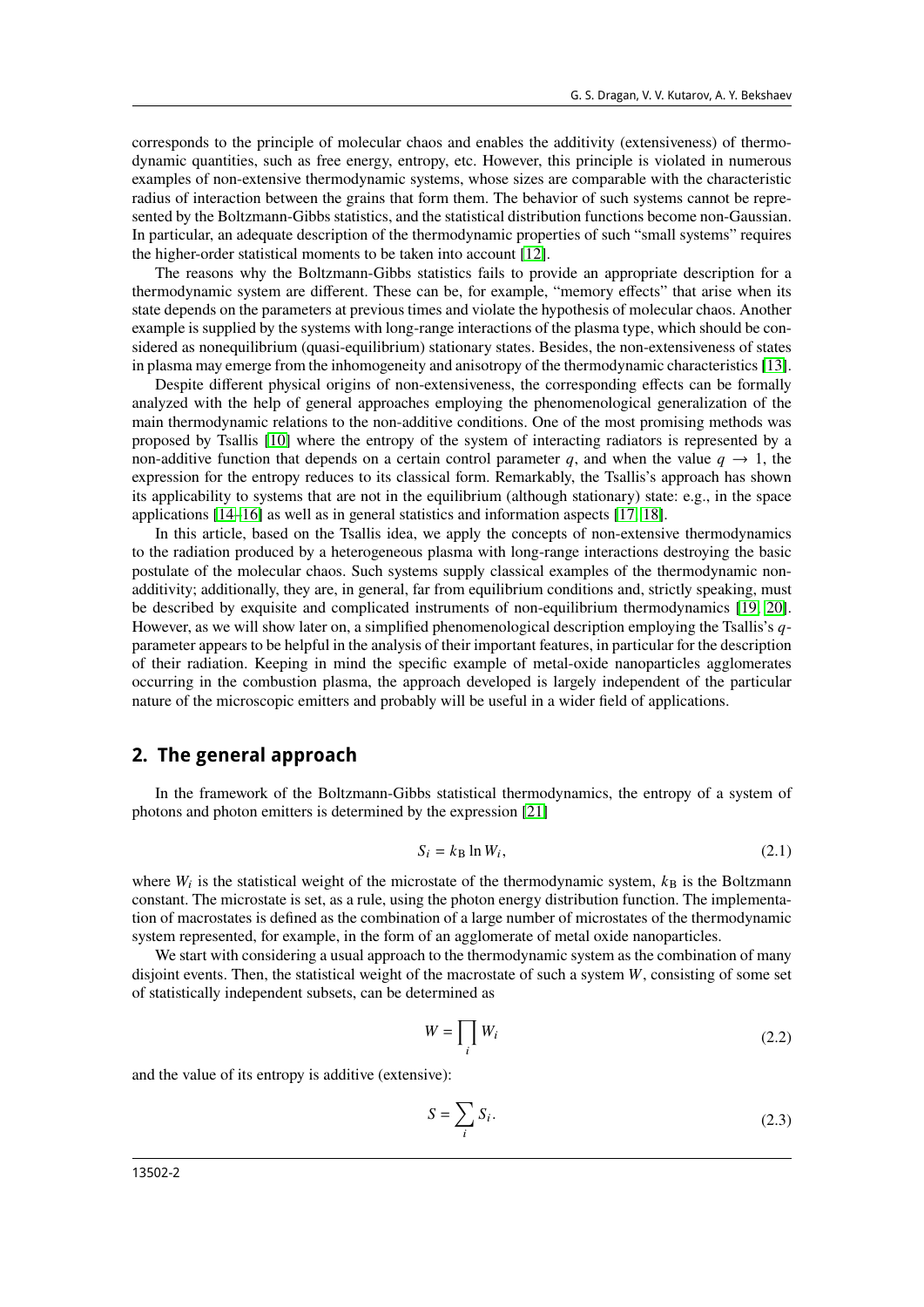corresponds to the principle of molecular chaos and enables the additivity (extensiveness) of thermodynamic quantities, such as free energy, entropy, etc. However, this principle is violated in numerous examples of non-extensive thermodynamic systems, whose sizes are comparable with the characteristic radius of interaction between the grains that form them. The behavior of such systems cannot be represented by the Boltzmann-Gibbs statistics, and the statistical distribution functions become non-Gaussian. In particular, an adequate description of the thermodynamic properties of such "small systems" requires the higher-order statistical moments to be taken into account [12].

The reasons why the Boltzmann-Gibbs statistics fails to provide an appropriate description for a thermodynamic system are different. These can be, for example, "memory effects" that arise when its state depends on the parameters at previous times and violate the hypothesis of molecular chaos. Another example is supplied by the systems with long-range interactions of the plasma type, which should be considered as nonequilibrium (quasi-equilibrium) stationary states. Besides, the non-extensiveness of states in plasma may emerge from the inhomogeneity and anisotropy of the thermodynamic characteristics [13].

Despite different physical origins of non-extensiveness, the corresponding effects can be formally analyzed with the help of general approaches employing the phenomenological generalization of the main thermodynamic relations to the non-additive conditions. One of the most promising methods was proposed by Tsallis [10] where the entropy of the system of interacting radiators is represented by a non-additive function that depends on a certain control parameter $q$, and when the value $q \to 1$, the expression for the entropy reduces to its classical form. Remarkably, the Tsallis's approach has shown its applicability to systems that are not in the equilibrium (although stationary) state: e.g., in the space applications [14–16] as well as in general statistics and information aspects [17, 18].

In this article, based on the Tsallis idea, we apply the concepts of non-extensive thermodynamics to the radiation produced by a heterogeneous plasma with long-range interactions destroying the basic postulate of the molecular chaos. Such systems supply classical examples of the thermodynamic non-additivity; additionally, they are, in general, far from equilibrium conditions and, strictly speaking, must be described by exquisite and complicated instruments of non-equilibrium thermodynamics [19, 20]. However, as we will show later on, a simplified phenomenological description employing the Tsallis's $q$-parameter appears to be helpful in the analysis of their important features, in particular for the description of their radiation. Keeping in mind the specific example of metal-oxide nanoparticles agglomerates occurring in the combustion plasma, the approach developed is largely independent of the particular nature of the microscopic emitters and probably will be useful in a wider field of applications.

## 2. The general approach

In the framework of the Boltzmann-Gibbs statistical thermodynamics, the entropy of a system of photons and photon emitters is determined by the expression [21]

$$S_i = k_{\mathrm{B}} \ln W_i, \tag{2.1}$$

where $W_i$ is the statistical weight of the microstate of the thermodynamic system, $k_{\mathrm{B}}$ is the Boltzmann constant. The microstate is set, as a rule, using the photon energy distribution function. The implementation of macrostates is defined as the combination of a large number of microstates of the thermodynamic system represented, for example, in the form of an agglomerate of metal oxide nanoparticles.

We start with considering a usual approach to the thermodynamic system as the combination of many disjoint events. Then, the statistical weight of the macrostate of such a system $W$, consisting of some set of statistically independent subsets, can be determined as

$$W = \prod_i W_i \tag{2.2}$$

and the value of its entropy is additive (extensive):

$$S = \sum_i S_i. \tag{2.3}$$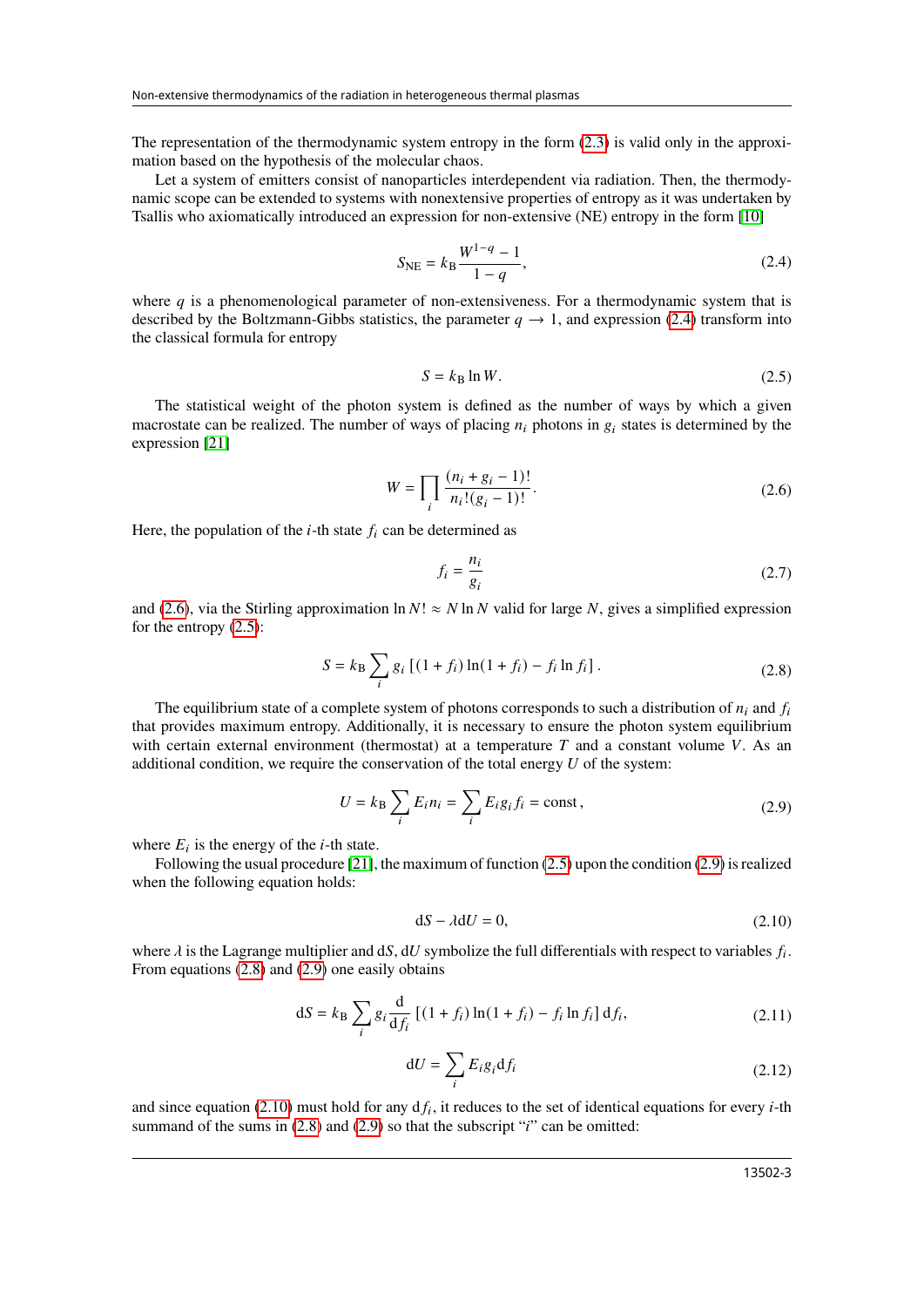The representation of the thermodynamic system entropy in the form (2.3) is valid only in the approximation based on the hypothesis of the molecular chaos.

Let a system of emitters consist of nanoparticles interdependent via radiation. Then, the thermodynamic scope can be extended to systems with nonextensive properties of entropy as it was undertaken by Tsallis who axiomatically introduced an expression for non-extensive (NE) entropy in the form [10]

$$S_{\mathrm{NE}} = k_{\mathrm{B}} \frac{W^{1-q} - 1}{1 - q}, \tag{2.4}$$

where $q$ is a phenomenological parameter of non-extensiveness. For a thermodynamic system that is described by the Boltzmann-Gibbs statistics, the parameter $q \to 1$, and expression (2.4) transform into the classical formula for entropy

$$S = k_{\mathrm{B}} \ln W. \tag{2.5}$$

The statistical weight of the photon system is defined as the number of ways by which a given macrostate can be realized. The number of ways of placing $n_i$ photons in $g_i$ states is determined by the expression [21]

$$W = \prod_i \frac{(n_i + g_i - 1)!}{n_i!(g_i - 1)!}. \tag{2.6}$$

Here, the population of the $i$-th state $f_i$ can be determined as

$$f_i = \frac{n_i}{g_i} \tag{2.7}$$

and (2.6), via the Stirling approximation $\ln N! \approx N \ln N$ valid for large $N$, gives a simplified expression for the entropy (2.5):

$$S = k_{\mathrm{B}} \sum_i g_i \left[ (1 + f_i) \ln(1 + f_i) - f_i \ln f_i \right]. \tag{2.8}$$

The equilibrium state of a complete system of photons corresponds to such a distribution of $n_i$ and $f_i$ that provides maximum entropy. Additionally, it is necessary to ensure the photon system equilibrium with certain external environment (thermostat) at a temperature $T$ and a constant volume $V$. As an additional condition, we require the conservation of the total energy $U$ of the system:

$$U = k_{\mathrm{B}} \sum_i E_i n_i = \sum_i E_i g_i f_i = \mathrm{const}, \tag{2.9}$$

where $E_i$ is the energy of the $i$-th state.

Following the usual procedure [21], the maximum of function (2.5) upon the condition (2.9) is realized when the following equation holds:

$$\mathrm{d}S - \lambda \mathrm{d}U = 0, \tag{2.10}$$

where $\lambda$ is the Lagrange multiplier and $\mathrm{d}S$, $\mathrm{d}U$ symbolize the full differentials with respect to variables $f_i$. From equations (2.8) and (2.9) one easily obtains

$$\mathrm{d}S = k_{\mathrm{B}} \sum_i g_i \frac{\mathrm{d}}{\mathrm{d}f_i} \left[ (1 + f_i) \ln(1 + f_i) - f_i \ln f_i \right] \mathrm{d}f_i, \tag{2.11}$$

$$\mathrm{d}U = \sum_i E_i g_i \mathrm{d}f_i \tag{2.12}$$

and since equation (2.10) must hold for any $\mathrm{d}f_i$, it reduces to the set of identical equations for every $i$-th summand of the sums in (2.8) and (2.9) so that the subscript "$i$" can be omitted: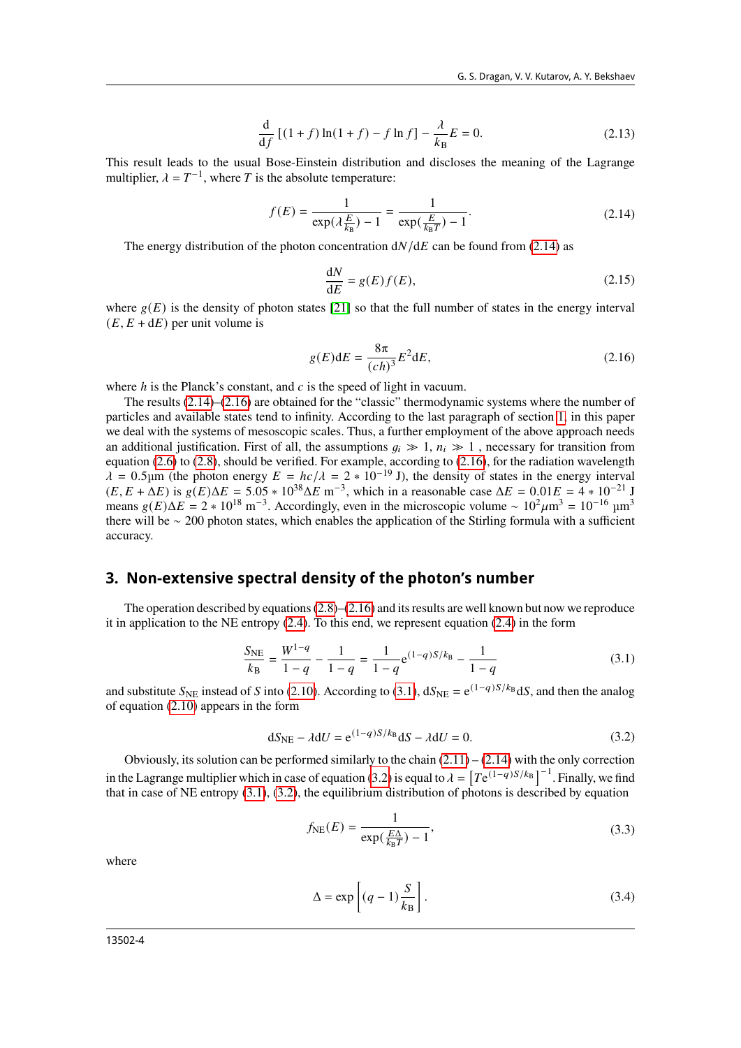$$\frac{\mathrm{d}}{\mathrm{d}f}\left[(1+f)\ln(1+f) - f\ln f\right] - \frac{\lambda}{k_\mathrm{B}}E = 0. \tag{2.13}$$

This result leads to the usual Bose-Einstein distribution and discloses the meaning of the Lagrange multiplier, $\lambda = T^{-1}$, where $T$ is the absolute temperature:

$$f(E) = \frac{1}{\exp(\lambda\frac{E}{k_\mathrm{B}}) - 1} = \frac{1}{\exp(\frac{E}{k_\mathrm{B}T}) - 1}. \tag{2.14}$$

The energy distribution of the photon concentration $\mathrm{d}N/\mathrm{d}E$ can be found from (2.14) as

$$\frac{\mathrm{d}N}{\mathrm{d}E} = g(E)f(E), \tag{2.15}$$

where $g(E)$ is the density of photon states [21] so that the full number of states in the energy interval $(E, E+\mathrm{d}E)$ per unit volume is

$$g(E)\mathrm{d}E = \frac{8\pi}{(ch)^3}E^2\mathrm{d}E, \tag{2.16}$$

where $h$ is the Planck's constant, and $c$ is the speed of light in vacuum.

The results (2.14)–(2.16) are obtained for the "classic" thermodynamic systems where the number of particles and available states tend to infinity. According to the last paragraph of section 1, in this paper we deal with the systems of mesoscopic scales. Thus, a further employment of the above approach needs an additional justification. First of all, the assumptions $g_i \gg 1$, $n_i \gg 1$ , necessary for transition from equation (2.6) to (2.8), should be verified. For example, according to (2.16), for the radiation wavelength $\lambda = 0.5$μm (the photon energy $E = hc/\lambda = 2 * 10^{-19}$ J), the density of states in the energy interval $(E, E+\Delta E)$ is $g(E)\Delta E = 5.05 * 10^{38}\Delta E$ m$^{-3}$, which in a reasonable case $\Delta E = 0.01E = 4 * 10^{-21}$ J means $g(E)\Delta E = 2 * 10^{18}$ m$^{-3}$. Accordingly, even in the microscopic volume $\sim 10^2\mu$m$^3 = 10^{-16}$ μm$^3$ there will be $\sim 200$ photon states, which enables the application of the Stirling formula with a sufficient accuracy.

## 3. Non-extensive spectral density of the photon's number

The operation described by equations (2.8)–(2.16) and its results are well known but now we reproduce it in application to the NE entropy (2.4). To this end, we represent equation (2.4) in the form

$$\frac{S_\mathrm{NE}}{k_\mathrm{B}} = \frac{W^{1-q}}{1-q} - \frac{1}{1-q} = \frac{1}{1-q}\mathrm{e}^{(1-q)S/k_\mathrm{B}} - \frac{1}{1-q} \tag{3.1}$$

and substitute $S_\mathrm{NE}$ instead of $S$ into (2.10). According to (3.1), $\mathrm{d}S_\mathrm{NE} = \mathrm{e}^{(1-q)S/k_\mathrm{B}}\mathrm{d}S$, and then the analog of equation (2.10) appears in the form

$$\mathrm{d}S_\mathrm{NE} - \lambda\mathrm{d}U = \mathrm{e}^{(1-q)S/k_\mathrm{B}}\mathrm{d}S - \lambda\mathrm{d}U = 0. \tag{3.2}$$

Obviously, its solution can be performed similarly to the chain (2.11) – (2.14) with the only correction in the Lagrange multiplier which in case of equation (3.2) is equal to $\lambda = \left[T\mathrm{e}^{(1-q)S/k_\mathrm{B}}\right]^{-1}$. Finally, we find that in case of NE entropy (3.1), (3.2), the equilibrium distribution of photons is described by equation

$$f_\mathrm{NE}(E) = \frac{1}{\exp(\frac{E\Delta}{k_\mathrm{B}T}) - 1}, \tag{3.3}$$

where

$$\Delta = \exp\left[(q-1)\frac{S}{k_\mathrm{B}}\right]. \tag{3.4}$$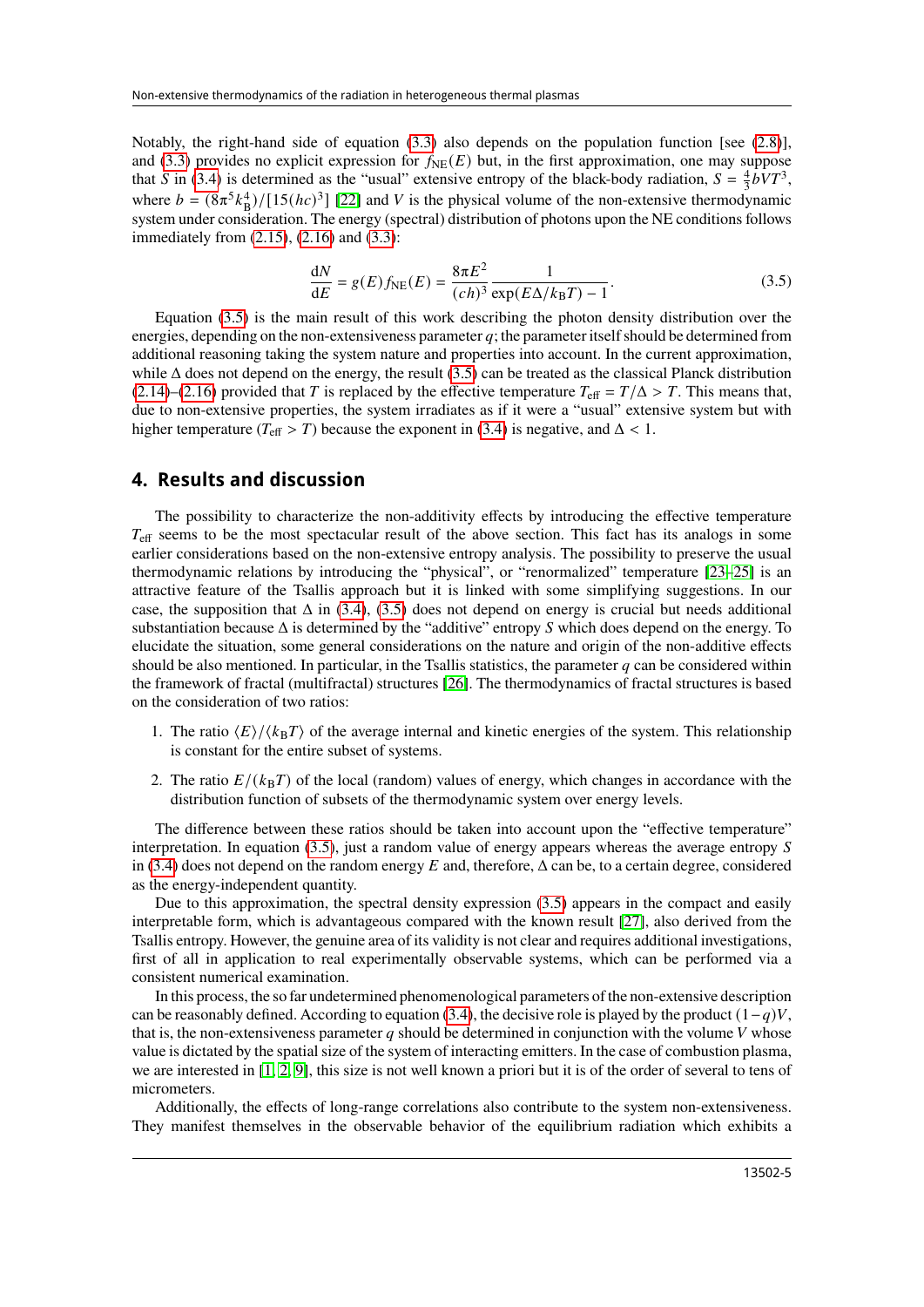Notably, the right-hand side of equation (3.3) also depends on the population function [see (2.8)], and (3.3) provides no explicit expression for $f_{\text{NE}}(E)$ but, in the first approximation, one may suppose that $S$ in (3.4) is determined as the "usual" extensive entropy of the black-body radiation, $S = \frac{4}{3}bVT^3$, where $b = (8\pi^5 k_{\text{B}}^4)/[15(hc)^3]$ [22] and $V$ is the physical volume of the non-extensive thermodynamic system under consideration. The energy (spectral) distribution of photons upon the NE conditions follows immediately from (2.15), (2.16) and (3.3):

$$\frac{\mathrm{d}N}{\mathrm{d}E} = g(E) f_{\text{NE}}(E) = \frac{8\pi E^2}{(ch)^3} \frac{1}{\exp(E\Delta/k_{\text{B}}T) - 1}. \tag{3.5}$$

Equation (3.5) is the main result of this work describing the photon density distribution over the energies, depending on the non-extensiveness parameter $q$; the parameter itself should be determined from additional reasoning taking the system nature and properties into account. In the current approximation, while $\Delta$ does not depend on the energy, the result (3.5) can be treated as the classical Planck distribution (2.14)–(2.16) provided that $T$ is replaced by the effective temperature $T_{\text{eff}} = T/\Delta > T$. This means that, due to non-extensive properties, the system irradiates as if it were a "usual" extensive system but with higher temperature ($T_{\text{eff}} > T$) because the exponent in (3.4) is negative, and $\Delta < 1$.

## 4. Results and discussion

The possibility to characterize the non-additivity effects by introducing the effective temperature $T_{\text{eff}}$ seems to be the most spectacular result of the above section. This fact has its analogs in some earlier considerations based on the non-extensive entropy analysis. The possibility to preserve the usual thermodynamic relations by introducing the "physical", or "renormalized" temperature [23–25] is an attractive feature of the Tsallis approach but it is linked with some simplifying suggestions. In our case, the supposition that $\Delta$ in (3.4), (3.5) does not depend on energy is crucial but needs additional substantiation because $\Delta$ is determined by the "additive" entropy $S$ which does depend on the energy. To elucidate the situation, some general considerations on the nature and origin of the non-additive effects should be also mentioned. In particular, in the Tsallis statistics, the parameter $q$ can be considered within the framework of fractal (multifractal) structures [26]. The thermodynamics of fractal structures is based on the consideration of two ratios:

1. The ratio $\langle E\rangle/\langle k_{\text{B}}T\rangle$ of the average internal and kinetic energies of the system. This relationship is constant for the entire subset of systems.
2. The ratio $E/(k_{\text{B}}T)$ of the local (random) values of energy, which changes in accordance with the distribution function of subsets of the thermodynamic system over energy levels.

The difference between these ratios should be taken into account upon the "effective temperature" interpretation. In equation (3.5), just a random value of energy appears whereas the average entropy $S$ in (3.4) does not depend on the random energy $E$ and, therefore, $\Delta$ can be, to a certain degree, considered as the energy-independent quantity.

Due to this approximation, the spectral density expression (3.5) appears in the compact and easily interpretable form, which is advantageous compared with the known result [27], also derived from the Tsallis entropy. However, the genuine area of its validity is not clear and requires additional investigations, first of all in application to real experimentally observable systems, which can be performed via a consistent numerical examination.

In this process, the so far undetermined phenomenological parameters of the non-extensive description can be reasonably defined. According to equation (3.4), the decisive role is played by the product $(1-q)V$, that is, the non-extensiveness parameter $q$ should be determined in conjunction with the volume $V$ whose value is dictated by the spatial size of the system of interacting emitters. In the case of combustion plasma, we are interested in [1, 2, 9], this size is not well known a priori but it is of the order of several to tens of micrometers.

Additionally, the effects of long-range correlations also contribute to the system non-extensiveness. They manifest themselves in the observable behavior of the equilibrium radiation which exhibits a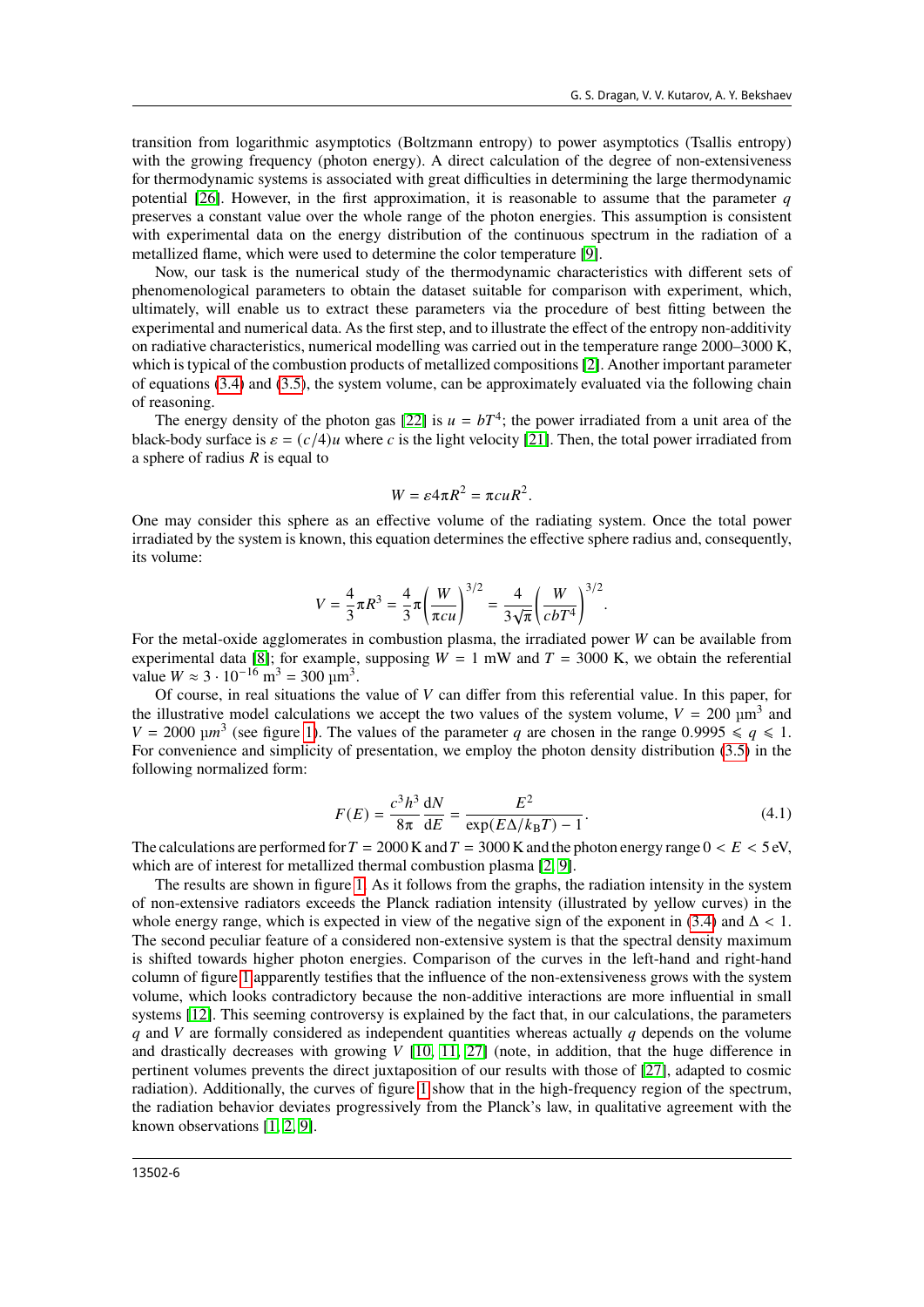transition from logarithmic asymptotics (Boltzmann entropy) to power asymptotics (Tsallis entropy) with the growing frequency (photon energy). A direct calculation of the degree of non-extensiveness for thermodynamic systems is associated with great difficulties in determining the large thermodynamic potential [26]. However, in the first approximation, it is reasonable to assume that the parameter $q$ preserves a constant value over the whole range of the photon energies. This assumption is consistent with experimental data on the energy distribution of the continuous spectrum in the radiation of a metallized flame, which were used to determine the color temperature [9].

Now, our task is the numerical study of the thermodynamic characteristics with different sets of phenomenological parameters to obtain the dataset suitable for comparison with experiment, which, ultimately, will enable us to extract these parameters via the procedure of best fitting between the experimental and numerical data. As the first step, and to illustrate the effect of the entropy non-additivity on radiative characteristics, numerical modelling was carried out in the temperature range 2000–3000 K, which is typical of the combustion products of metallized compositions [2]. Another important parameter of equations (3.4) and (3.5), the system volume, can be approximately evaluated via the following chain of reasoning.

The energy density of the photon gas [22] is $u = bT^4$; the power irradiated from a unit area of the black-body surface is $\varepsilon = (c/4)u$ where $c$ is the light velocity [21]. Then, the total power irradiated from a sphere of radius $R$ is equal to

$$W = \varepsilon 4\pi R^2 = \pi c u R^2.$$

One may consider this sphere as an effective volume of the radiating system. Once the total power irradiated by the system is known, this equation determines the effective sphere radius and, consequently, its volume:

$$V = \frac{4}{3}\pi R^3 = \frac{4}{3}\pi\left(\frac{W}{\pi c u}\right)^{3/2} = \frac{4}{3\sqrt{\pi}}\left(\frac{W}{c b T^4}\right)^{3/2}.$$

For the metal-oxide agglomerates in combustion plasma, the irradiated power $W$ can be available from experimental data [8]; for example, supposing $W = 1$ mW and $T = 3000$ K, we obtain the referential value $W \approx 3 \cdot 10^{-16}\ \text{m}^3 = 300\ \mu\text{m}^3$.

Of course, in real situations the value of $V$ can differ from this referential value. In this paper, for the illustrative model calculations we accept the two values of the system volume, $V = 200\ \mu\text{m}^3$ and $V = 2000\ \mu m^3$ (see figure 1). The values of the parameter $q$ are chosen in the range $0.9995 \leqslant q \leqslant 1$. For convenience and simplicity of presentation, we employ the photon density distribution (3.5) in the following normalized form:

$$F(E) = \frac{c^3 h^3}{8\pi}\frac{\mathrm{d}N}{\mathrm{d}E} = \frac{E^2}{\exp(E\Delta/k_{\mathrm{B}}T) - 1}. \tag{4.1}$$

The calculations are performed for $T = 2000$ K and $T = 3000$ K and the photon energy range $0 < E < 5$ eV, which are of interest for metallized thermal combustion plasma [2, 9].

The results are shown in figure 1. As it follows from the graphs, the radiation intensity in the system of non-extensive radiators exceeds the Planck radiation intensity (illustrated by yellow curves) in the whole energy range, which is expected in view of the negative sign of the exponent in (3.4) and $\Delta < 1$. The second peculiar feature of a considered non-extensive system is that the spectral density maximum is shifted towards higher photon energies. Comparison of the curves in the left-hand and right-hand column of figure 1 apparently testifies that the influence of the non-extensiveness grows with the system volume, which looks contradictory because the non-additive interactions are more influential in small systems [12]. This seeming controversy is explained by the fact that, in our calculations, the parameters $q$ and $V$ are formally considered as independent quantities whereas actually $q$ depends on the volume and drastically decreases with growing $V$ [10, 11, 27] (note, in addition, that the huge difference in pertinent volumes prevents the direct juxtaposition of our results with those of [27], adapted to cosmic radiation). Additionally, the curves of figure 1 show that in the high-frequency region of the spectrum, the radiation behavior deviates progressively from the Planck's law, in qualitative agreement with the known observations [1, 2, 9].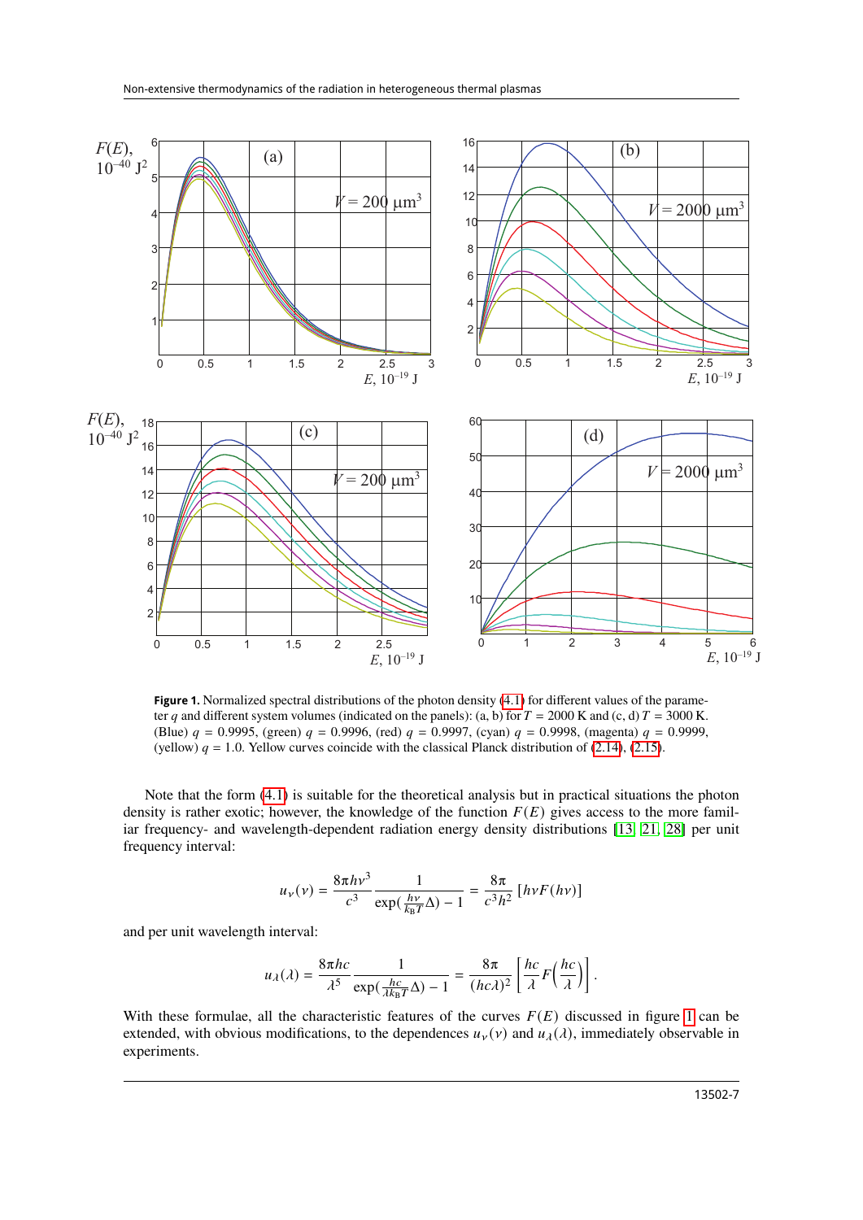**Figure 1.** Normalized spectral distributions of the photon density (4.1) for different values of the parameter $q$ and different system volumes (indicated on the panels): (a, b) for $T = 2000$ K and (c, d) $T = 3000$ K. (Blue) $q = 0.9995$, (green) $q = 0.9996$, (red) $q = 0.9997$, (cyan) $q = 0.9998$, (magenta) $q = 0.9999$, (yellow) $q = 1.0$. Yellow curves coincide with the classical Planck distribution of (2.14), (2.15).

Note that the form (4.1) is suitable for the theoretical analysis but in practical situations the photon density is rather exotic; however, the knowledge of the function $F(E)$ gives access to the more familiar frequency- and wavelength-dependent radiation energy density distributions [13, 21, 28] per unit frequency interval:

$$u_{\nu}(\nu) = \frac{8\pi h\nu^3}{c^3}\frac{1}{\exp(\frac{h\nu}{k_{\mathrm{B}}T}\Delta) - 1} = \frac{8\pi}{c^3h^2}\left[h\nu F(h\nu)\right]$$

and per unit wavelength interval:

$$u_{\lambda}(\lambda) = \frac{8\pi hc}{\lambda^5}\frac{1}{\exp(\frac{hc}{\lambda k_{\mathrm{B}}T}\Delta) - 1} = \frac{8\pi}{(hc\lambda)^2}\left[\frac{hc}{\lambda}F\left(\frac{hc}{\lambda}\right)\right].$$

With these formulae, all the characteristic features of the curves $F(E)$ discussed in figure 1 can be extended, with obvious modifications, to the dependences $u_{\nu}(\nu)$ and $u_{\lambda}(\lambda)$, immediately observable in experiments.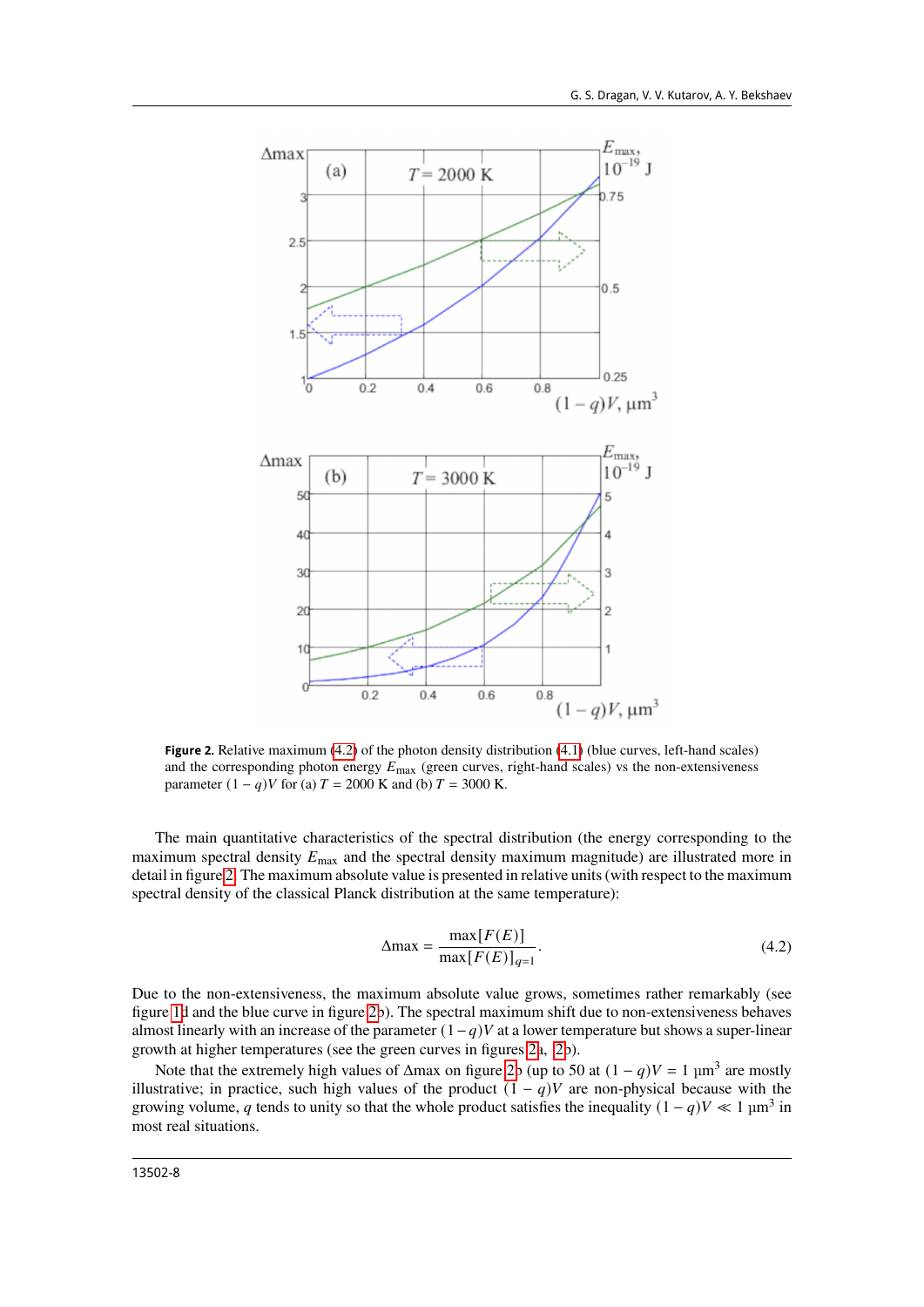**Figure 2.** Relative maximum (4.2) of the photon density distribution (4.1) (blue curves, left-hand scales) and the corresponding photon energy $E_{\max}$ (green curves, right-hand scales) vs the non-extensiveness parameter $(1-q)V$ for (a) $T = 2000$ K and (b) $T = 3000$ K.

The main quantitative characteristics of the spectral distribution (the energy corresponding to the maximum spectral density $E_{\max}$ and the spectral density maximum magnitude) are illustrated more in detail in figure 2. The maximum absolute value is presented in relative units (with respect to the maximum spectral density of the classical Planck distribution at the same temperature):

$$\Delta\max = \frac{\max[F(E)]}{\max[F(E)]_{q=1}}. \tag{4.2}$$

Due to the non-extensiveness, the maximum absolute value grows, sometimes rather remarkably (see figure 1d and the blue curve in figure 2b). The spectral maximum shift due to non-extensiveness behaves almost linearly with an increase of the parameter $(1-q)V$ at a lower temperature but shows a super-linear growth at higher temperatures (see the green curves in figures 2a, 2b).

Note that the extremely high values of $\Delta\max$ on figure 2b (up to 50 at $(1-q)V = 1$ $\mu\text{m}^3$ are mostly illustrative; in practice, such high values of the product $(1-q)V$ are non-physical because with the growing volume, $q$ tends to unity so that the whole product satisfies the inequality $(1-q)V \ll 1$ $\mu\text{m}^3$ in most real situations.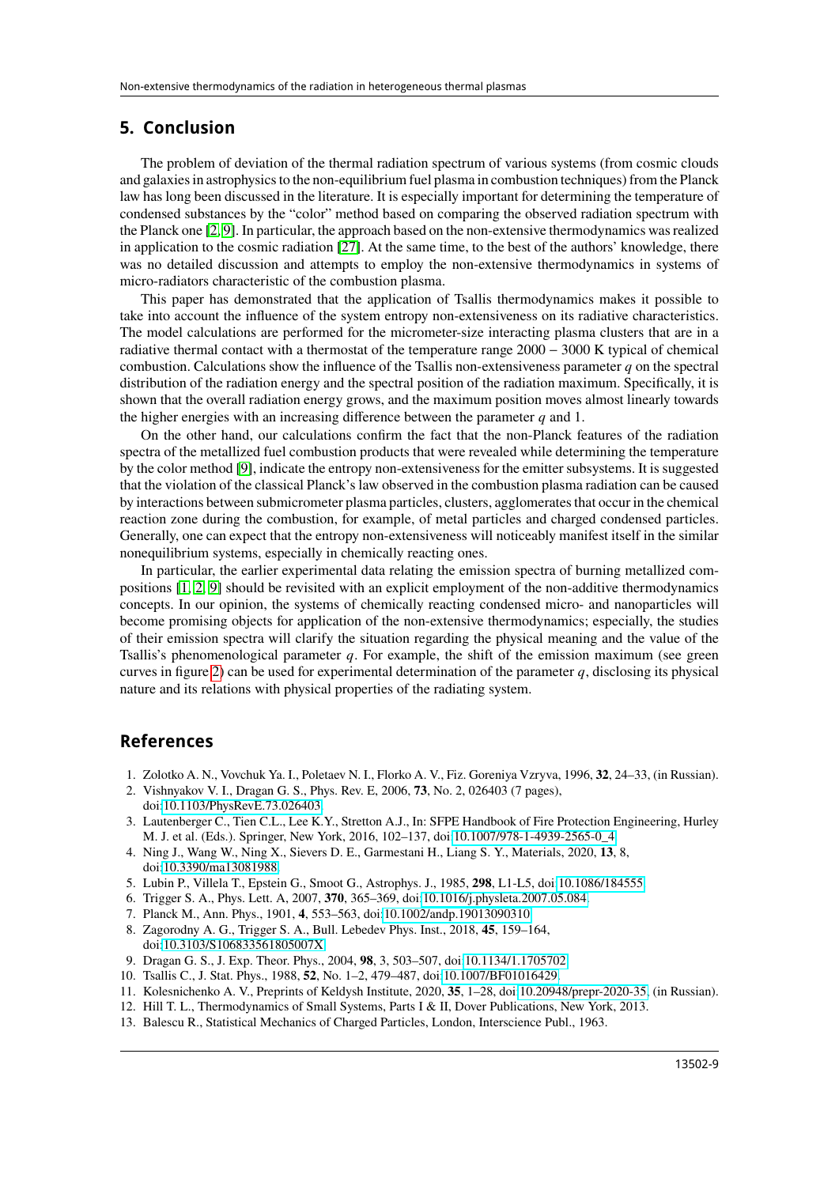## 5. Conclusion

The problem of deviation of the thermal radiation spectrum of various systems (from cosmic clouds and galaxies in astrophysics to the non-equilibrium fuel plasma in combustion techniques) from the Planck law has long been discussed in the literature. It is especially important for determining the temperature of condensed substances by the "color" method based on comparing the observed radiation spectrum with the Planck one [2, 9]. In particular, the approach based on the non-extensive thermodynamics was realized in application to the cosmic radiation [27]. At the same time, to the best of the authors' knowledge, there was no detailed discussion and attempts to employ the non-extensive thermodynamics in systems of micro-radiators characteristic of the combustion plasma.

This paper has demonstrated that the application of Tsallis thermodynamics makes it possible to take into account the influence of the system entropy non-extensiveness on its radiative characteristics. The model calculations are performed for the micrometer-size interacting plasma clusters that are in a radiative thermal contact with a thermostat of the temperature range $2000 - 3000$ K typical of chemical combustion. Calculations show the influence of the Tsallis non-extensiveness parameter $q$ on the spectral distribution of the radiation energy and the spectral position of the radiation maximum. Specifically, it is shown that the overall radiation energy grows, and the maximum position moves almost linearly towards the higher energies with an increasing difference between the parameter $q$ and 1.

On the other hand, our calculations confirm the fact that the non-Planck features of the radiation spectra of the metallized fuel combustion products that were revealed while determining the temperature by the color method [9], indicate the entropy non-extensiveness for the emitter subsystems. It is suggested that the violation of the classical Planck's law observed in the combustion plasma radiation can be caused by interactions between submicrometer plasma particles, clusters, agglomerates that occur in the chemical reaction zone during the combustion, for example, of metal particles and charged condensed particles. Generally, one can expect that the entropy non-extensiveness will noticeably manifest itself in the similar nonequilibrium systems, especially in chemically reacting ones.

In particular, the earlier experimental data relating the emission spectra of burning metallized compositions [1, 2, 9] should be revisited with an explicit employment of the non-additive thermodynamics concepts. In our opinion, the systems of chemically reacting condensed micro- and nanoparticles will become promising objects for application of the non-extensive thermodynamics; especially, the studies of their emission spectra will clarify the situation regarding the physical meaning and the value of the Tsallis's phenomenological parameter $q$. For example, the shift of the emission maximum (see green curves in figure 2) can be used for experimental determination of the parameter $q$, disclosing its physical nature and its relations with physical properties of the radiating system.

## References

1. Zolotko A. N., Vovchuk Ya. I., Poletaev N. I., Florko A. V., Fiz. Goreniya Vzryva, 1996, **32**, 24–33, (in Russian).
2. Vishnyakov V. I., Dragan G. S., Phys. Rev. E, 2006, **73**, No. 2, 026403 (7 pages), doi:10.1103/PhysRevE.73.026403.
3. Lautenberger C., Tien C.L., Lee K.Y., Stretton A.J., In: SFPE Handbook of Fire Protection Engineering, Hurley M. J. et al. (Eds.). Springer, New York, 2016, 102–137, doi:10.1007/978-1-4939-2565-0_4.
4. Ning J., Wang W., Ning X., Sievers D. E., Garmestani H., Liang S. Y., Materials, 2020, **13**, 8, doi:10.3390/ma13081988.
5. Lubin P., Villela T., Epstein G., Smoot G., Astrophys. J., 1985, **298**, L1-L5, doi:10.1086/184555.
6. Trigger S. A., Phys. Lett. A, 2007, **370**, 365–369, doi:10.1016/j.physleta.2007.05.084.
7. Planck M., Ann. Phys., 1901, **4**, 553–563, doi:10.1002/andp.19013090310.
8. Zagorodny A. G., Trigger S. A., Bull. Lebedev Phys. Inst., 2018, **45**, 159–164, doi:10.3103/S106833561805007X.
9. Dragan G. S., J. Exp. Theor. Phys., 2004, **98**, 3, 503–507, doi:10.1134/1.1705702.
10. Tsallis C., J. Stat. Phys., 1988, **52**, No. 1–2, 479–487, doi:10.1007/BF01016429.
11. Kolesnichenko A. V., Preprints of Keldysh Institute, 2020, **35**, 1–28, doi:10.20948/prepr-2020-35, (in Russian).
12. Hill T. L., Thermodynamics of Small Systems, Parts I & II, Dover Publications, New York, 2013.
13. Balescu R., Statistical Mechanics of Charged Particles, London, Interscience Publ., 1963.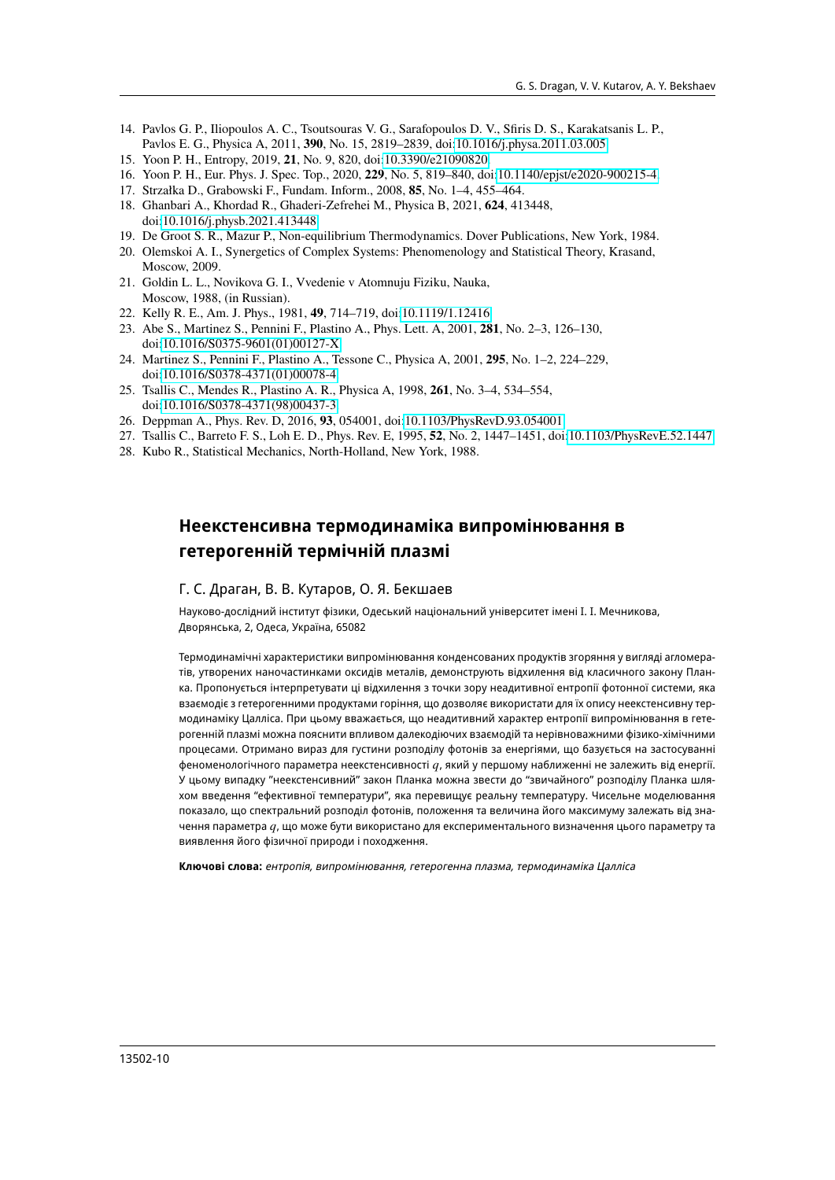14. Pavlos G. P., Iliopoulos A. C., Tsoutsouras V. G., Sarafopoulos D. V., Sfiris D. S., Karakatsanis L. P., Pavlos E. G., Physica A, 2011, **390**, No. 15, 2819–2839, doi:10.1016/j.physa.2011.03.005
15. Yoon P. H., Entropy, 2019, **21**, No. 9, 820, doi:10.3390/e21090820
16. Yoon P. H., Eur. Phys. J. Spec. Top., 2020, **229**, No. 5, 819–840, doi:10.1140/epjst/e2020-900215-4
17. Strzałka D., Grabowski F., Fundam. Inform., 2008, **85**, No. 1–4, 455–464.
18. Ghanbari A., Khordad R., Ghaderi-Zefrehei M., Physica B, 2021, **624**, 413448, doi:10.1016/j.physb.2021.413448
19. De Groot S. R., Mazur P., Non-equilibrium Thermodynamics. Dover Publications, New York, 1984.
20. Olemskoi A. I., Synergetics of Complex Systems: Phenomenology and Statistical Theory, Krasand, Moscow, 2009.
21. Goldin L. L., Novikova G. I., Vvedenie v Atomnuju Fiziku, Nauka, Moscow, 1988, (in Russian).
22. Kelly R. E., Am. J. Phys., 1981, **49**, 714–719, doi:10.1119/1.12416
23. Abe S., Martinez S., Pennini F., Plastino A., Phys. Lett. A, 2001, **281**, No. 2–3, 126–130, doi:10.1016/S0375-9601(01)00127-X
24. Martinez S., Pennini F., Plastino A., Tessone C., Physica A, 2001, **295**, No. 1–2, 224–229, doi:10.1016/S0378-4371(01)00078-4
25. Tsallis C., Mendes R., Plastino A. R., Physica A, 1998, **261**, No. 3–4, 534–554, doi:10.1016/S0378-4371(98)00437-3
26. Deppman A., Phys. Rev. D, 2016, **93**, 054001, doi:10.1103/PhysRevD.93.054001
27. Tsallis C., Barreto F. S., Loh E. D., Phys. Rev. E, 1995, **52**, No. 2, 1447–1451, doi:10.1103/PhysRevE.52.1447
28. Kubo R., Statistical Mechanics, North-Holland, New York, 1988.

## Неекстенсивна термодинаміка випромінювання в гетерогенній термічній плазмі

Г. С. Драган, В. В. Кутаров, О. Я. Бекшаев

Науково-дослідний інститут фізики, Одеський національний університет імені І. І. Мечникова, Дворянська, 2, Одеса, Україна, 65082

Термодинамічні характеристики випромінювання конденсованих продуктів згоряння у вигляді агломератів, утворених наночастинками оксидів металів, демонструють відхилення від класичного закону Планка. Пропонується інтерпретувати ці відхилення з точки зору неадитивної ентропії фотонної системи, яка взаємодіє з гетерогенними продуктами горіння, що дозволяє використати для їх опису неекстенсивну термодинаміку Цалліса. При цьому вважається, що неадитивний характер ентропії випромінювання в гетерогенній плазмі можна пояснити впливом далекодіючих взаємодій та нерівноважними фізико-хімічними процесами. Отримано вираз для густини розподілу фотонів за енергіями, що базується на застосуванні феноменологічного параметра неекстенсивності $q$, який у першому наближенні не залежить від енергії. У цьому випадку "неекстенсивний" закон Планка можна звести до "звичайного" розподілу Планка шляхом введення "ефективної температури", яка перевищує реальну температуру. Чисельне моделювання показало, що спектральний розподіл фотонів, положення та величина його максимуму залежать від значення параметра $q$, що може бути використано для експериментального визначення цього параметру та виявлення його фізичної природи і походження.

**Ключові слова:** *ентропія, випромінювання, гетерогенна плазма, термодинаміка Цалліса*